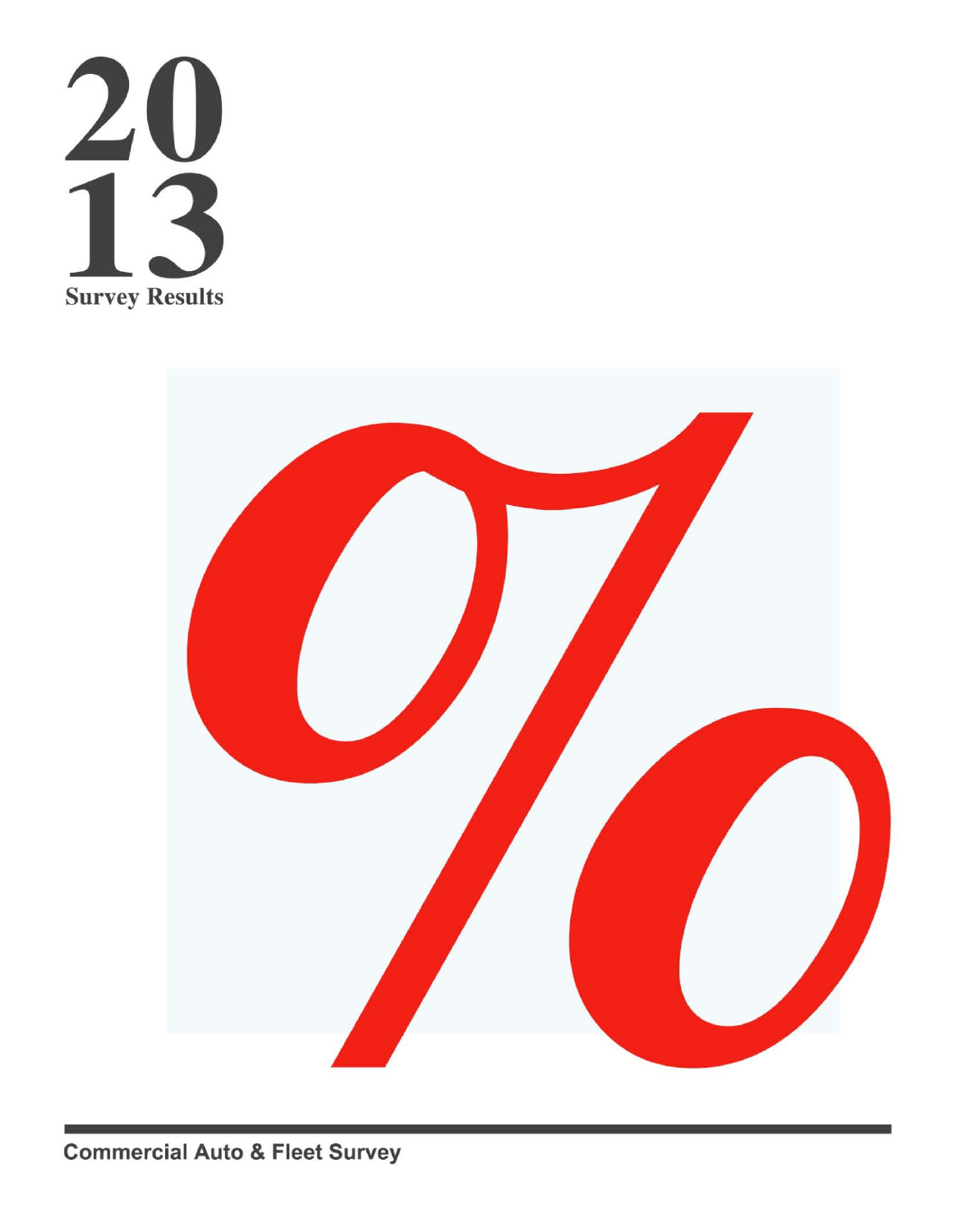# 2013

## Survey Results

%

**Commercial Auto & Fleet Survey**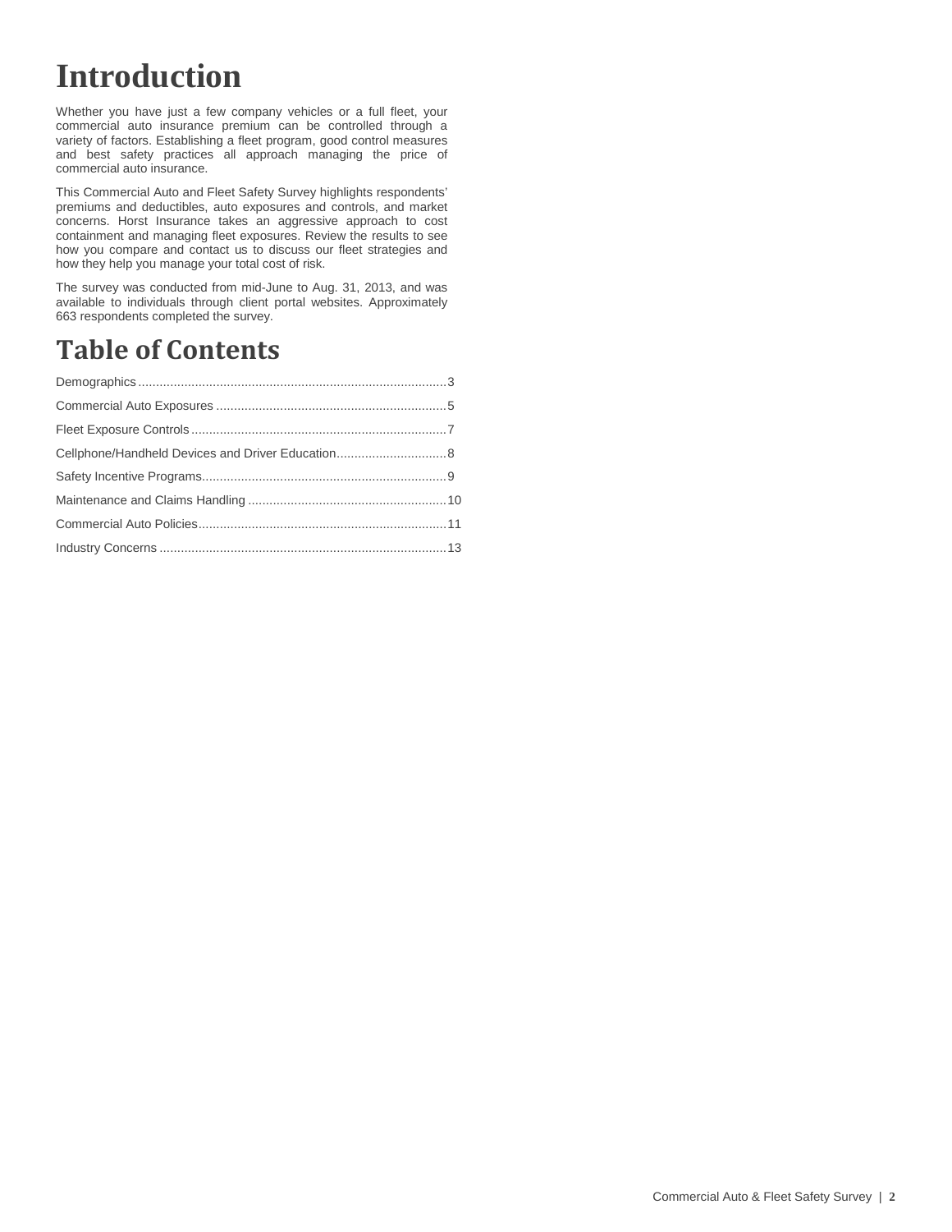# Introduction

Whether you have just a few company vehicles or a full fleet, your commercial auto insurance premium can be controlled through a variety of factors. Establishing a fleet program, good control measures and best safety practices all approach managing the price of commercial auto insurance.

This Commercial Auto and Fleet Safety Survey highlights respondents' premiums and deductibles, auto exposures and controls, and market concerns. Horst Insurance takes an aggressive approach to cost containment and managing fleet exposures. Review the results to see how you compare and contact us to discuss our fleet strategies and how they help you manage your total cost of risk.

The survey was conducted from mid-June to Aug. 31, 2013, and was available to individuals through client portal websites. Approximately 663 respondents completed the survey.

# Table of Contents

Demographics........................................................................................3

Commercial Auto Exposures .................................................................5

Fleet Exposure Controls........................................................................7

Cellphone/Handheld Devices and Driver Education...............................8

Safety Incentive Programs.....................................................................9

Maintenance and Claims Handling ........................................................10

Commercial Auto Policies......................................................................11

Industry Concerns .................................................................................13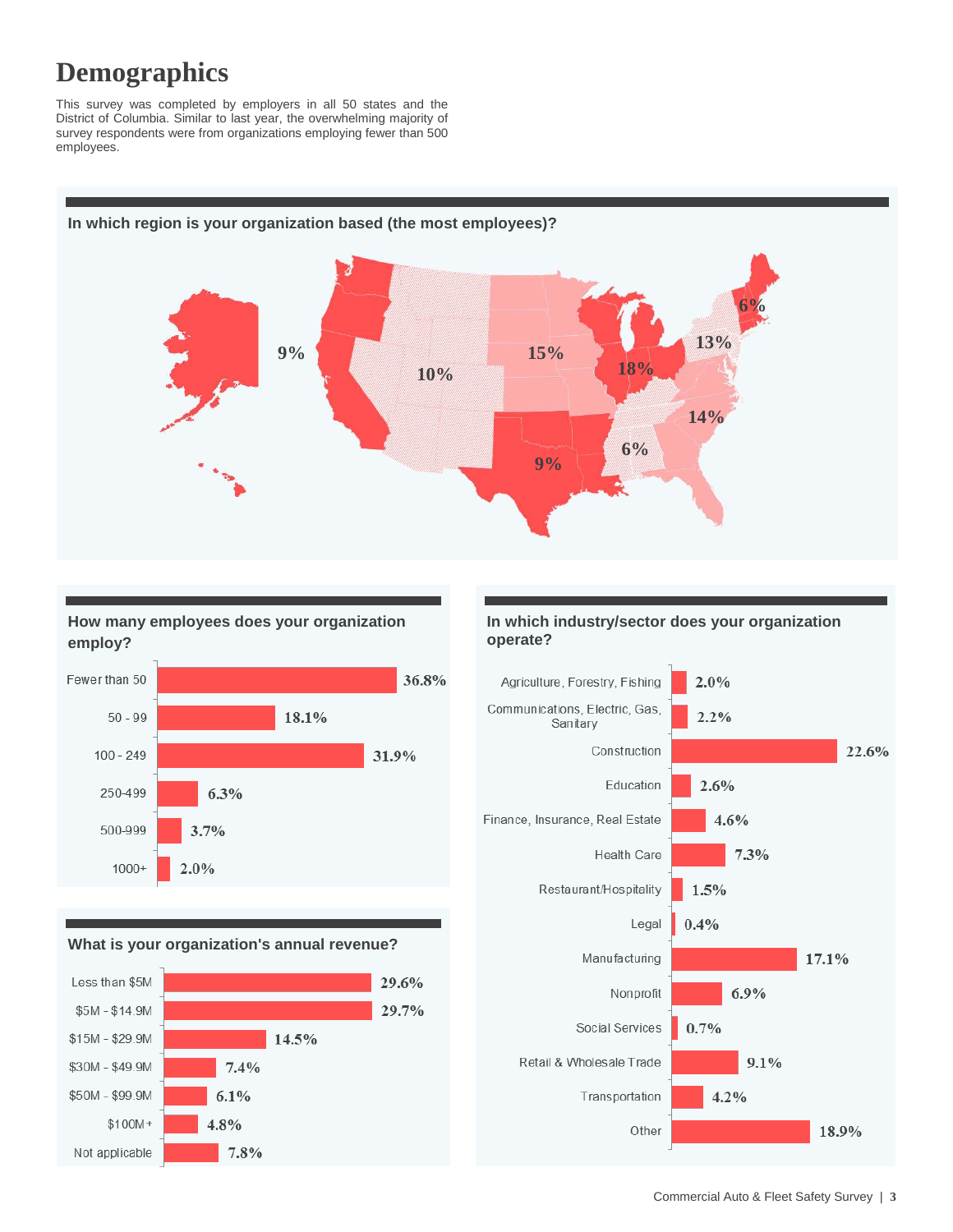# Demographics

This survey was completed by employers in all 50 states and the District of Columbia. Similar to last year, the overwhelming majority of survey respondents were from organizations employing fewer than 500 employees.

### In which region is your organization based (the most employees)?

9%, 10%, 15%, 18%, 6%, 13%, 14%, 6%, 9%

### How many employees does your organization employ?

| Employees | Percent |
|---|---|
| Fewer than 50 | 36.8% |
| 50 - 99 | 18.1% |
| 100 - 249 | 31.9% |
| 250-499 | 6.3% |
| 500-999 | 3.7% |
| 1000+ | 2.0% |

### What is your organization's annual revenue?

| Revenue | Percent |
|---|---|
| Less than $5M | 29.6% |
| $5M - $14.9M | 29.7% |
| $15M - $29.9M | 14.5% |
| $30M - $49.9M | 7.4% |
| $50M - $99.9M | 6.1% |
| $100M+ | 4.8% |
| Not applicable | 7.8% |

### In which industry/sector does your organization operate?

| Industry/Sector | Percent |
|---|---|
| Agriculture, Forestry, Fishing | 2.0% |
| Communications, Electric, Gas, Sanitary | 2.2% |
| Construction | 22.6% |
| Education | 2.6% |
| Finance, Insurance, Real Estate | 4.6% |
| Health Care | 7.3% |
| Restaurant/Hospitality | 1.5% |
| Legal | 0.4% |
| Manufacturing | 17.1% |
| Nonprofit | 6.9% |
| Social Services | 0.7% |
| Retail & Wholesale Trade | 9.1% |
| Transportation | 4.2% |
| Other | 18.9% |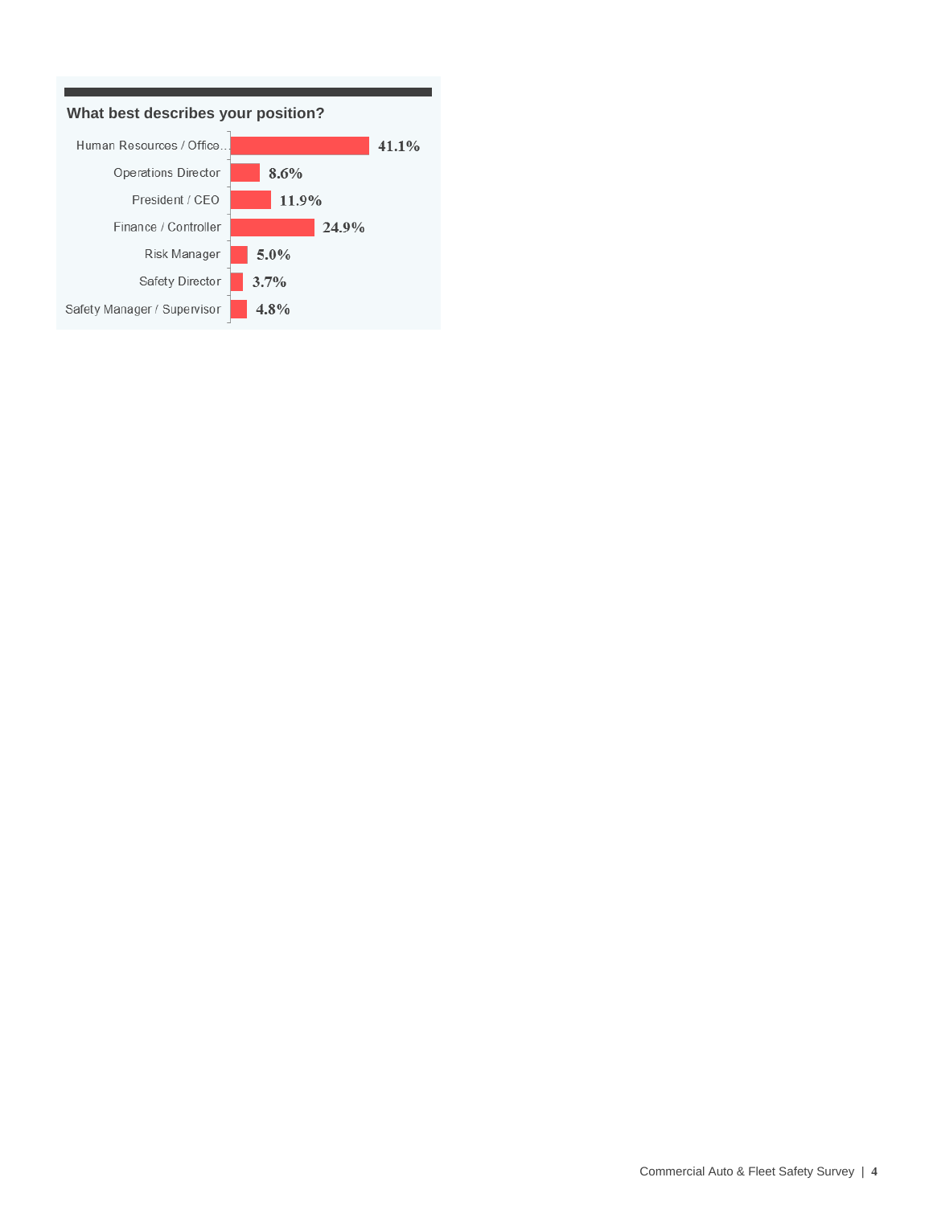### What best describes your position?

| Position | Percentage |
|---|---|
| Human Resources / Office... | 41.1% |
| Operations Director | 8.6% |
| President / CEO | 11.9% |
| Finance / Controller | 24.9% |
| Risk Manager | 5.0% |
| Safety Director | 3.7% |
| Safety Manager / Supervisor | 4.8% |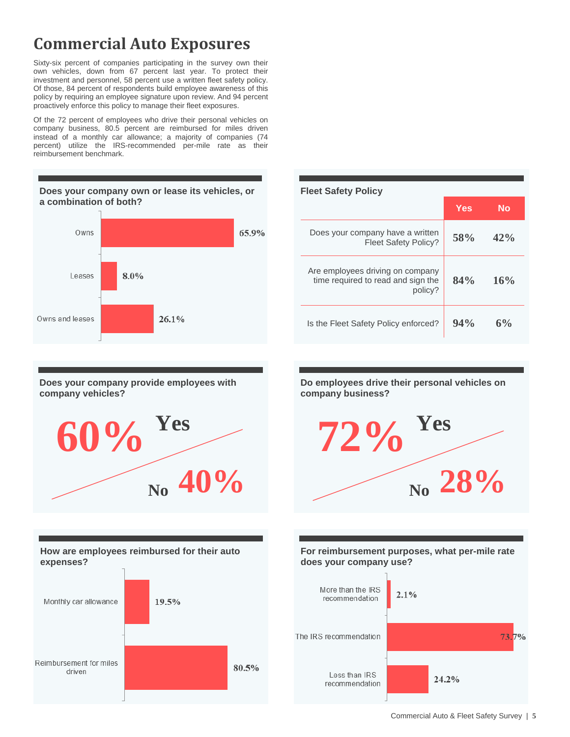# Commercial Auto Exposures

Sixty-six percent of companies participating in the survey own their own vehicles, down from 67 percent last year. To protect their investment and personnel, 58 percent use a written fleet safety policy. Of those, 84 percent of respondents build employee awareness of this policy by requiring an employee signature upon review. And 94 percent proactively enforce this policy to manage their fleet exposures.

Of the 72 percent of employees who drive their personal vehicles on company business, 80.5 percent are reimbursed for miles driven instead of a monthly car allowance; a majority of companies (74 percent) utilize the IRS-recommended per-mile rate as their reimbursement benchmark.

### Does your company own or lease its vehicles, or a combination of both?

| | |
|---|---|
| Owns | 65.9% |
| Leases | 8.0% |
| Owns and leases | 26.1% |

### Fleet Safety Policy

| | Yes | No |
|---|---|---|
| Does your company have a written Fleet Safety Policy? | 58% | 42% |
| Are employees driving on company time required to read and sign the policy? | 84% | 16% |
| Is the Fleet Safety Policy enforced? | 94% | 6% |

### Does your company provide employees with company vehicles?

60% Yes

No 40%

### Do employees drive their personal vehicles on company business?

72% Yes

No 28%

### How are employees reimbursed for their auto expenses?

| | |
|---|---|
| Monthly car allowance | 19.5% |
| Reimbursement for miles driven | 80.5% |

### For reimbursement purposes, what per-mile rate does your company use?

| | |
|---|---|
| More than the IRS recommendation | 2.1% |
| The IRS recommendation | 73.7% |
| Less than IRS recommendation | 24.2% |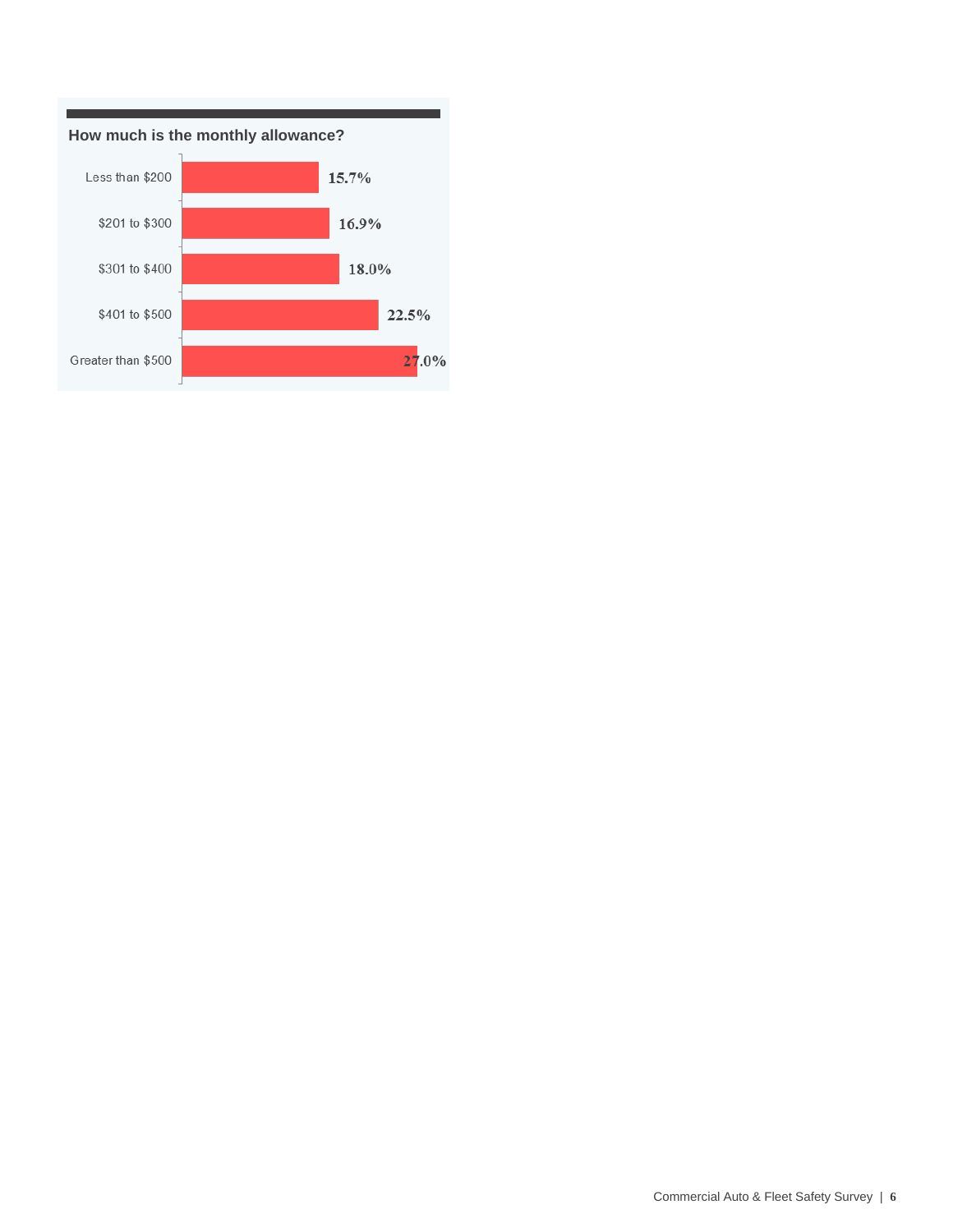### How much is the monthly allowance?

| Monthly allowance | Percentage |
|---|---|
| Less than $200 | 15.7% |
| $201 to $300 | 16.9% |
| $301 to $400 | 18.0% |
| $401 to $500 | 22.5% |
| Greater than $500 | 27.0% |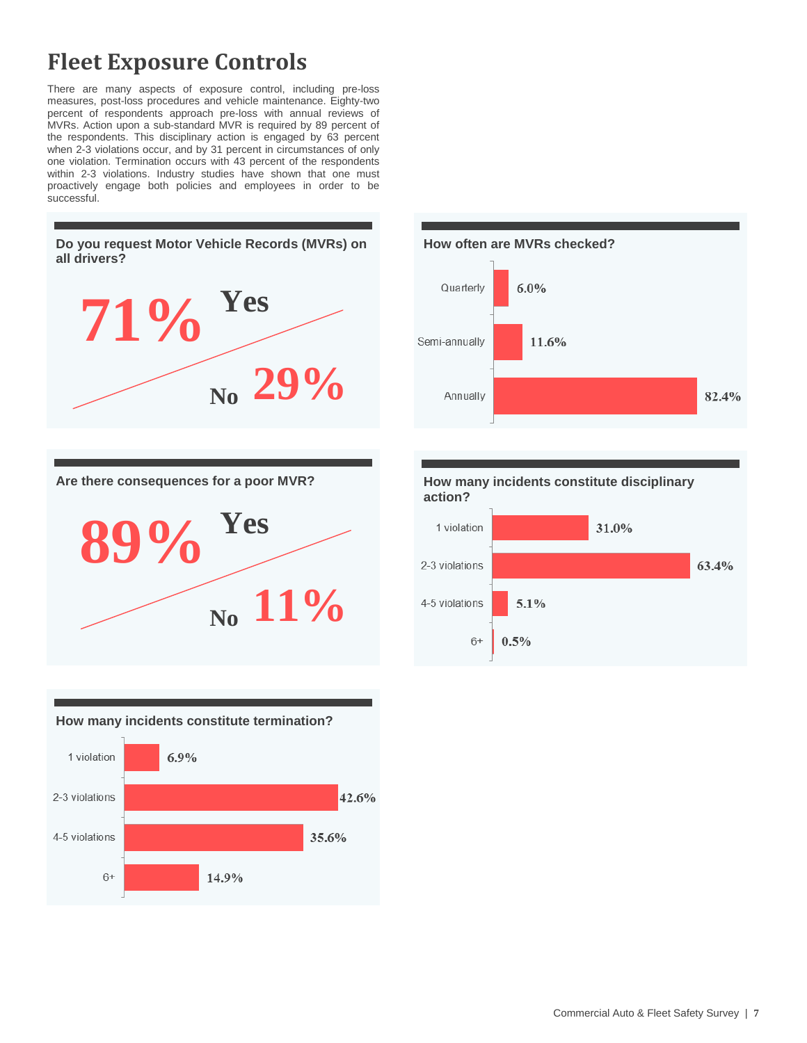# Fleet Exposure Controls

There are many aspects of exposure control, including pre-loss measures, post-loss procedures and vehicle maintenance. Eighty-two percent of respondents approach pre-loss with annual reviews of MVRs. Action upon a sub-standard MVR is required by 89 percent of the respondents. This disciplinary action is engaged by 63 percent when 2-3 violations occur, and by 31 percent in circumstances of only one violation. Termination occurs with 43 percent of the respondents within 2-3 violations. Industry studies have shown that one must proactively engage both policies and employees in order to be successful.

### Do you request Motor Vehicle Records (MVRs) on all drivers?

| Response | Percent |
|---|---|
| Yes | 71% |
| No | 29% |

### How often are MVRs checked?

| Frequency | Percent |
|---|---|
| Quarterly | 6.0% |
| Semi-annually | 11.6% |
| Annually | 82.4% |

### Are there consequences for a poor MVR?

| Response | Percent |
|---|---|
| Yes | 89% |
| No | 11% |

### How many incidents constitute disciplinary action?

| Incidents | Percent |
|---|---|
| 1 violation | 31.0% |
| 2-3 violations | 63.4% |
| 4-5 violations | 5.1% |
| 6+ | 0.5% |

### How many incidents constitute termination?

| Incidents | Percent |
|---|---|
| 1 violation | 6.9% |
| 2-3 violations | 42.6% |
| 4-5 violations | 35.6% |
| 6+ | 14.9% |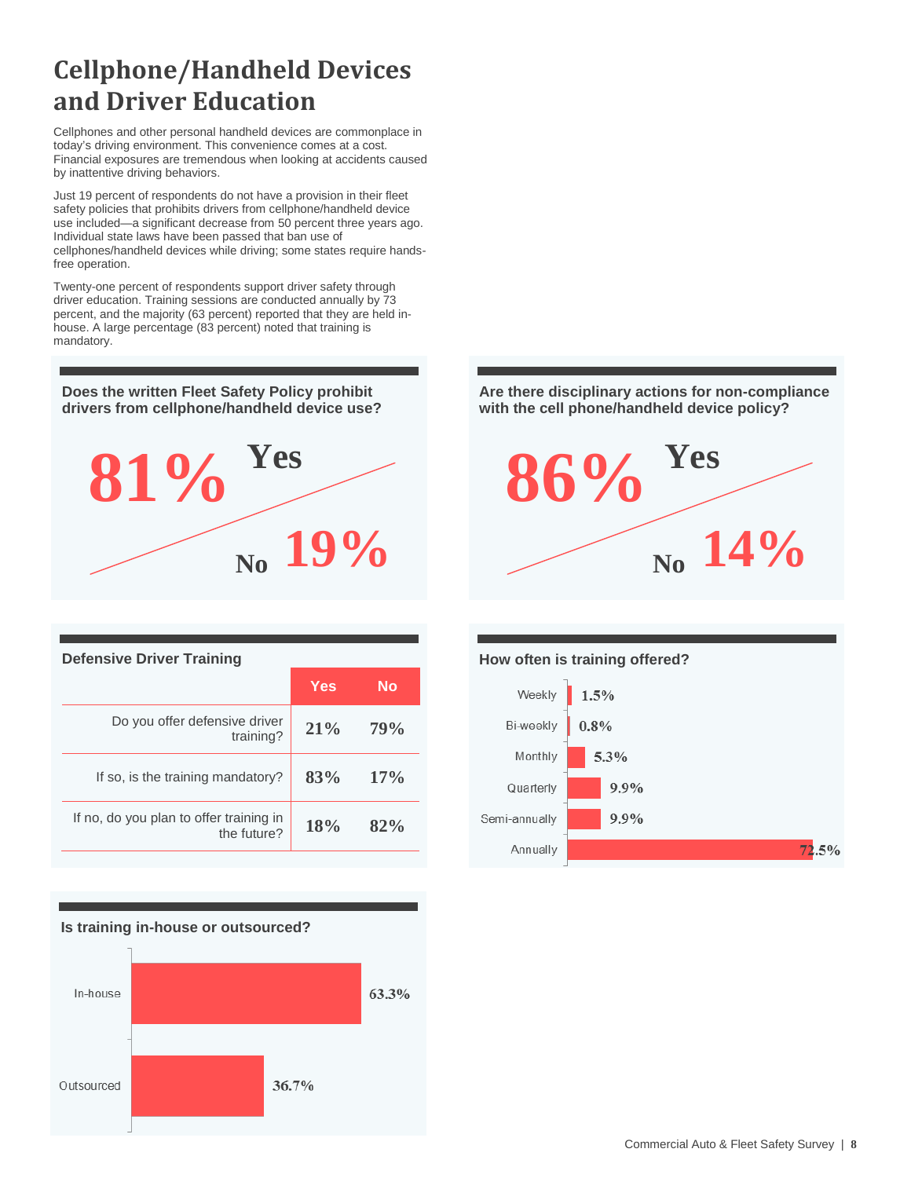# Cellphone/Handheld Devices and Driver Education

Cellphones and other personal handheld devices are commonplace in today's driving environment. This convenience comes at a cost. Financial exposures are tremendous when looking at accidents caused by inattentive driving behaviors.

Just 19 percent of respondents do not have a provision in their fleet safety policies that prohibits drivers from cellphone/handheld device use included—a significant decrease from 50 percent three years ago. Individual state laws have been passed that ban use of cellphones/handheld devices while driving; some states require hands-free operation.

Twenty-one percent of respondents support driver safety through driver education. Training sessions are conducted annually by 73 percent, and the majority (63 percent) reported that they are held in-house. A large percentage (83 percent) noted that training is mandatory.

### Does the written Fleet Safety Policy prohibit drivers from cellphone/handheld device use?

**81% Yes**

**No 19%**

### Are there disciplinary actions for non-compliance with the cell phone/handheld device policy?

**86% Yes**

**No 14%**

### Defensive Driver Training

| | Yes | No |
|---|---|---|
| Do you offer defensive driver training? | 21% | 79% |
| If so, is the training mandatory? | 83% | 17% |
| If no, do you plan to offer training in the future? | 18% | 82% |

### How often is training offered?

| Frequency | Percent |
|---|---|
| Weekly | 1.5% |
| Bi-weekly | 0.8% |
| Monthly | 5.3% |
| Quarterly | 9.9% |
| Semi-annually | 9.9% |
| Annually | 72.5% |

### Is training in-house or outsourced?

| | Percent |
|---|---|
| In-house | 63.3% |
| Outsourced | 36.7% |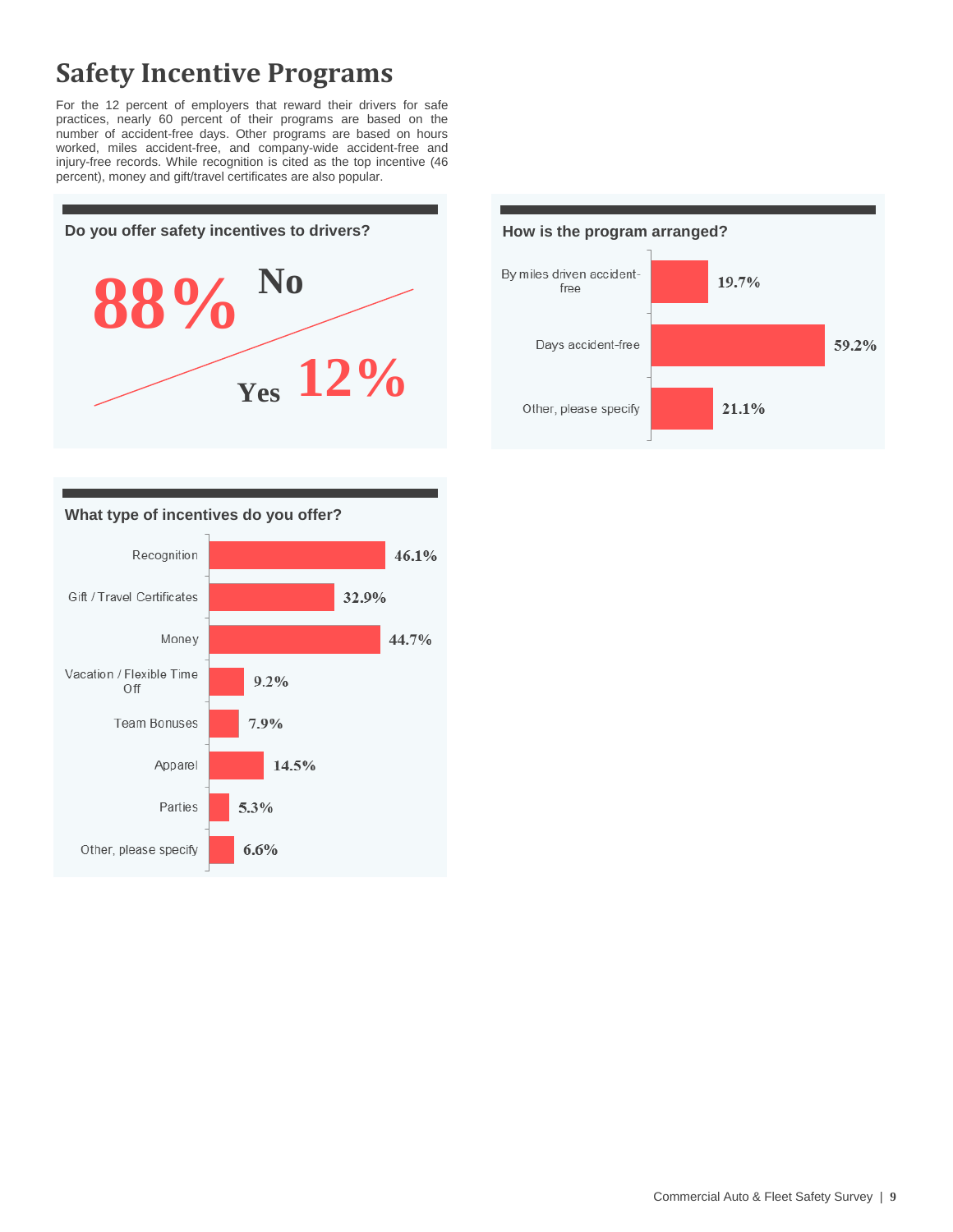# Safety Incentive Programs

For the 12 percent of employers that reward their drivers for safe practices, nearly 60 percent of their programs are based on the number of accident-free days. Other programs are based on hours worked, miles accident-free, and company-wide accident-free and injury-free records. While recognition is cited as the top incentive (46 percent), money and gift/travel certificates are also popular.

### Do you offer safety incentives to drivers?

| Response | Percent |
|---|---|
| No | 88% |
| Yes | 12% |

### How is the program arranged?

| Arrangement | Percent |
|---|---|
| By miles driven accident-free | 19.7% |
| Days accident-free | 59.2% |
| Other, please specify | 21.1% |

### What type of incentives do you offer?

| Incentive | Percent |
|---|---|
| Recognition | 46.1% |
| Gift / Travel Certificates | 32.9% |
| Money | 44.7% |
| Vacation / Flexible Time Off | 9.2% |
| Team Bonuses | 7.9% |
| Apparel | 14.5% |
| Parties | 5.3% |
| Other, please specify | 6.6% |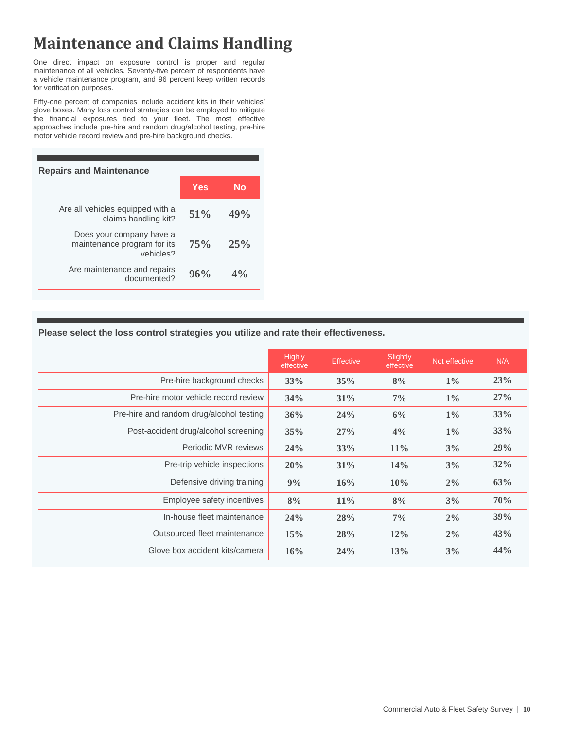# Maintenance and Claims Handling

One direct impact on exposure control is proper and regular maintenance of all vehicles. Seventy-five percent of respondents have a vehicle maintenance program, and 96 percent keep written records for verification purposes.

Fifty-one percent of companies include accident kits in their vehicles' glove boxes. Many loss control strategies can be employed to mitigate the financial exposures tied to your fleet. The most effective approaches include pre-hire and random drug/alcohol testing, pre-hire motor vehicle record review and pre-hire background checks.

**Repairs and Maintenance**

| | Yes | No |
|---|---|---|
| Are all vehicles equipped with a claims handling kit? | 51% | 49% |
| Does your company have a maintenance program for its vehicles? | 75% | 25% |
| Are maintenance and repairs documented? | 96% | 4% |

**Please select the loss control strategies you utilize and rate their effectiveness.**

| | Highly effective | Effective | Slightly effective | Not effective | N/A |
|---|---|---|---|---|---|
| Pre-hire background checks | 33% | 35% | 8% | 1% | 23% |
| Pre-hire motor vehicle record review | 34% | 31% | 7% | 1% | 27% |
| Pre-hire and random drug/alcohol testing | 36% | 24% | 6% | 1% | 33% |
| Post-accident drug/alcohol screening | 35% | 27% | 4% | 1% | 33% |
| Periodic MVR reviews | 24% | 33% | 11% | 3% | 29% |
| Pre-trip vehicle inspections | 20% | 31% | 14% | 3% | 32% |
| Defensive driving training | 9% | 16% | 10% | 2% | 63% |
| Employee safety incentives | 8% | 11% | 8% | 3% | 70% |
| In-house fleet maintenance | 24% | 28% | 7% | 2% | 39% |
| Outsourced fleet maintenance | 15% | 28% | 12% | 2% | 43% |
| Glove box accident kits/camera | 16% | 24% | 13% | 3% | 44% |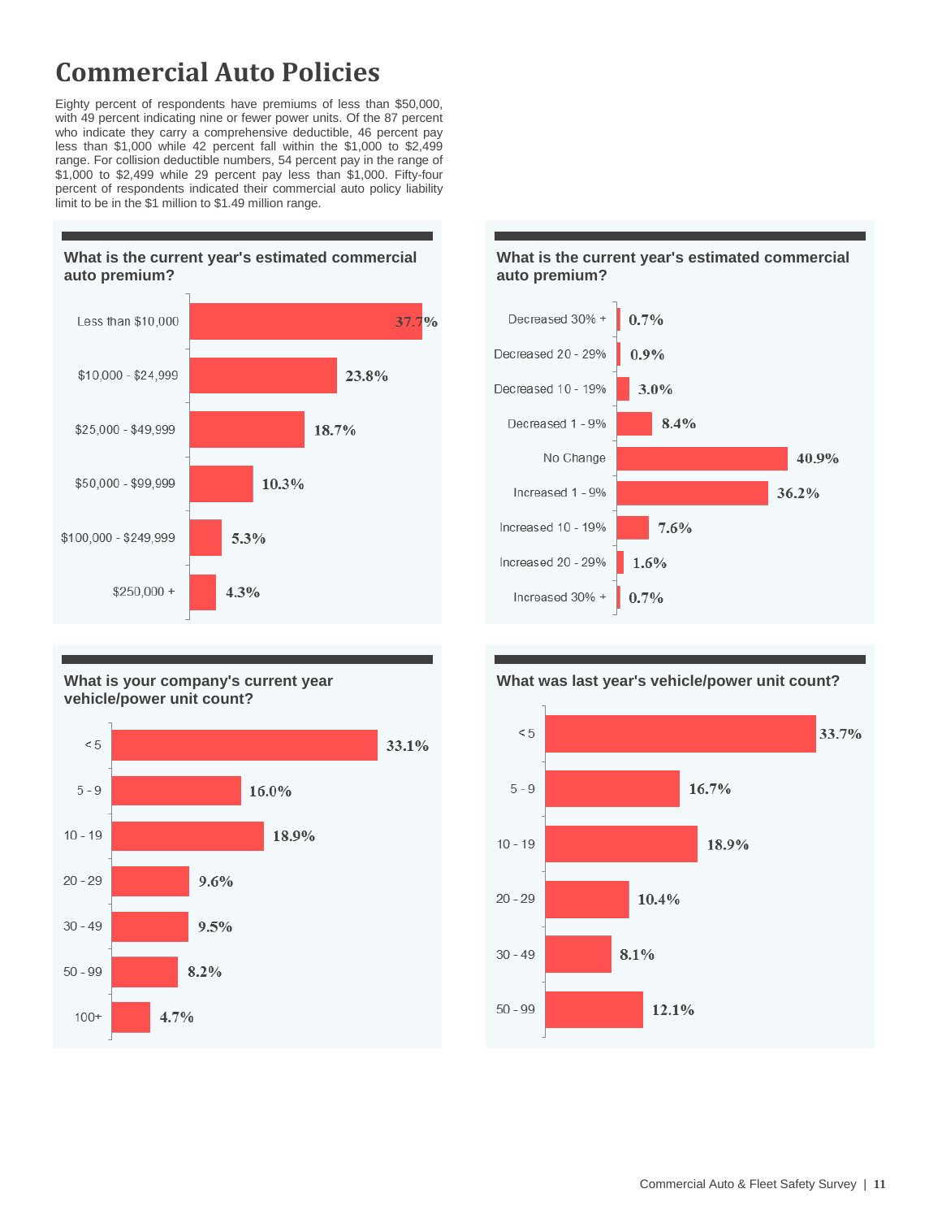# Commercial Auto Policies

Eighty percent of respondents have premiums of less than $50,000, with 49 percent indicating nine or fewer power units. Of the 87 percent who indicate they carry a comprehensive deductible, 46 percent pay less than $1,000 while 42 percent fall within the $1,000 to $2,499 range. For collision deductible numbers, 54 percent pay in the range of $1,000 to $2,499 while 29 percent pay less than $1,000. Fifty-four percent of respondents indicated their commercial auto policy liability limit to be in the $1 million to $1.49 million range.

### What is the current year's estimated commercial auto premium?

| Premium | Percent |
| --- | --- |
| Less than $10,000 | 37.7% |
| $10,000 - $24,999 | 23.8% |
| $25,000 - $49,999 | 18.7% |
| $50,000 - $99,999 | 10.3% |
| $100,000 - $249,999 | 5.3% |
| $250,000 + | 4.3% |

### What is the current year's estimated commercial auto premium?

| Change | Percent |
| --- | --- |
| Decreased 30% + | 0.7% |
| Decreased 20 - 29% | 0.9% |
| Decreased 10 - 19% | 3.0% |
| Decreased 1 - 9% | 8.4% |
| No Change | 40.9% |
| Increased 1 - 9% | 36.2% |
| Increased 10 - 19% | 7.6% |
| Increased 20 - 29% | 1.6% |
| Increased 30% + | 0.7% |

### What is your company's current year vehicle/power unit count?

| Count | Percent |
| --- | --- |
| < 5 | 33.1% |
| 5 - 9 | 16.0% |
| 10 - 19 | 18.9% |
| 20 - 29 | 9.6% |
| 30 - 49 | 9.5% |
| 50 - 99 | 8.2% |
| 100+ | 4.7% |

### What was last year's vehicle/power unit count?

| Count | Percent |
| --- | --- |
| < 5 | 33.7% |
| 5 - 9 | 16.7% |
| 10 - 19 | 18.9% |
| 20 - 29 | 10.4% |
| 30 - 49 | 8.1% |
| 50 - 99 | 12.1% |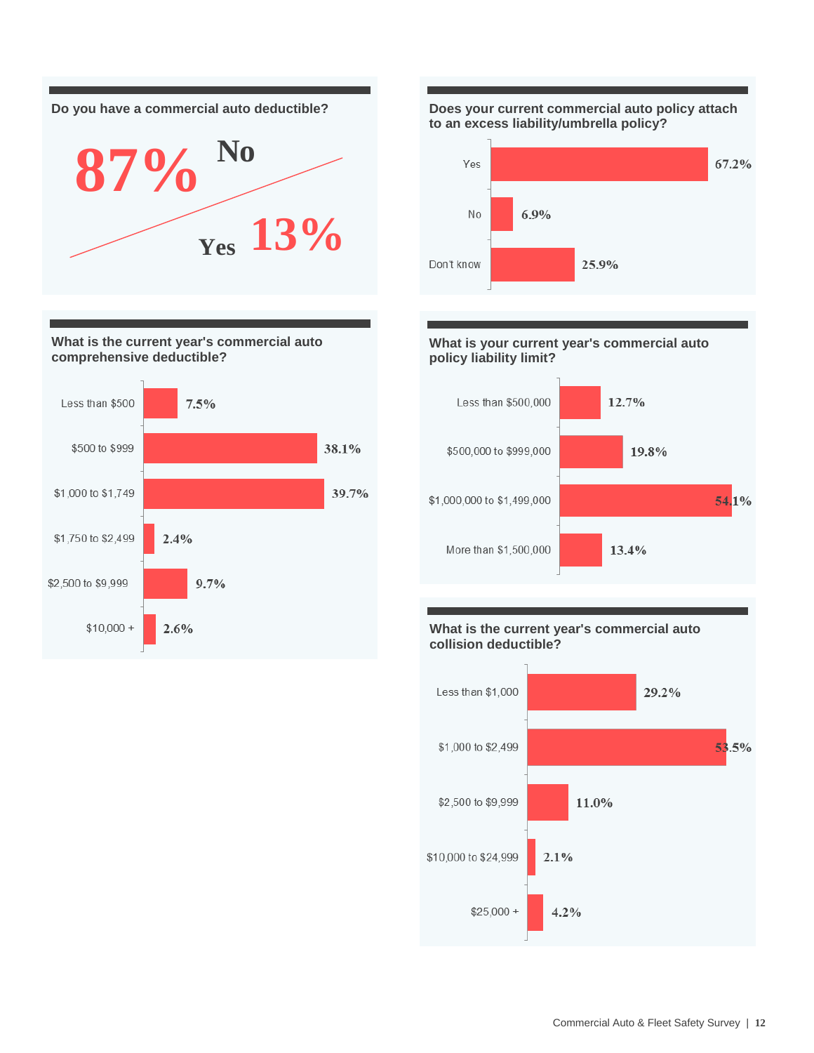### Do you have a commercial auto deductible?

| Response | Percentage |
|---|---|
| No | 87% |
| Yes | 13% |

### Does your current commercial auto policy attach to an excess liability/umbrella policy?

| Response | Percentage |
|---|---|
| Yes | 67.2% |
| No | 6.9% |
| Don't know | 25.9% |

### What is the current year's commercial auto comprehensive deductible?

| Deductible | Percentage |
|---|---|
| Less than $500 | 7.5% |
| $500 to $999 | 38.1% |
| $1,000 to $1,749 | 39.7% |
| $1,750 to $2,499 | 2.4% |
| $2,500 to $9,999 | 9.7% |
| $10,000 + | 2.6% |

### What is your current year's commercial auto policy liability limit?

| Liability limit | Percentage |
|---|---|
| Less than $500,000 | 12.7% |
| $500,000 to $999,000 | 19.8% |
| $1,000,000 to $1,499,000 | 54.1% |
| More than $1,500,000 | 13.4% |

### What is the current year's commercial auto collision deductible?

| Deductible | Percentage |
|---|---|
| Less than $1,000 | 29.2% |
| $1,000 to $2,499 | 53.5% |
| $2,500 to $9,999 | 11.0% |
| $10,000 to $24,999 | 2.1% |
| $25,000 + | 4.2% |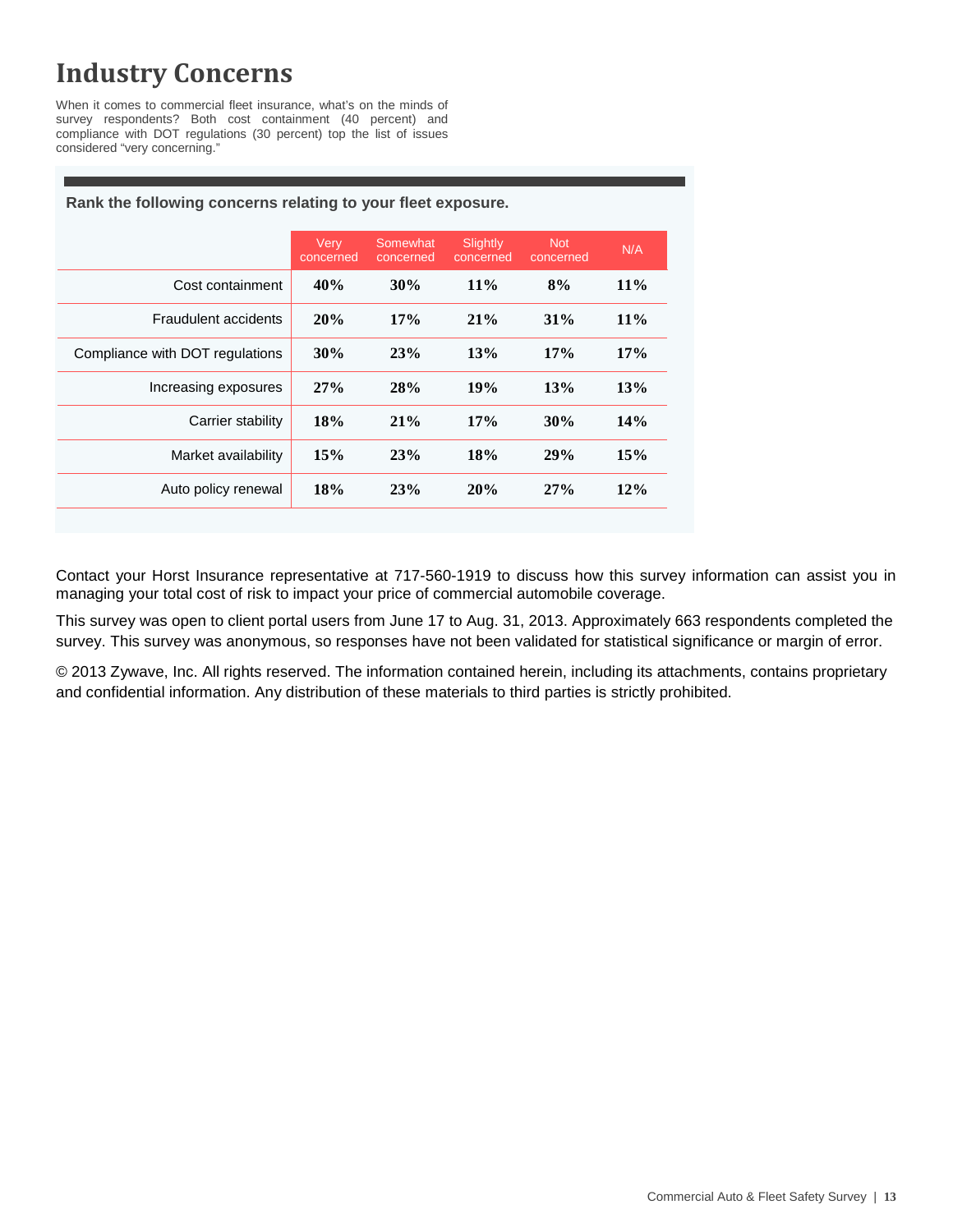# Industry Concerns

When it comes to commercial fleet insurance, what's on the minds of survey respondents? Both cost containment (40 percent) and compliance with DOT regulations (30 percent) top the list of issues considered "very concerning."

**Rank the following concerns relating to your fleet exposure.**

| | Very concerned | Somewhat concerned | Slightly concerned | Not concerned | N/A |
|---|---|---|---|---|---|
| Cost containment | 40% | 30% | 11% | 8% | 11% |
| Fraudulent accidents | 20% | 17% | 21% | 31% | 11% |
| Compliance with DOT regulations | 30% | 23% | 13% | 17% | 17% |
| Increasing exposures | 27% | 28% | 19% | 13% | 13% |
| Carrier stability | 18% | 21% | 17% | 30% | 14% |
| Market availability | 15% | 23% | 18% | 29% | 15% |
| Auto policy renewal | 18% | 23% | 20% | 27% | 12% |

Contact your Horst Insurance representative at 717-560-1919 to discuss how this survey information can assist you in managing your total cost of risk to impact your price of commercial automobile coverage.

This survey was open to client portal users from June 17 to Aug. 31, 2013. Approximately 663 respondents completed the survey. This survey was anonymous, so responses have not been validated for statistical significance or margin of error.

© 2013 Zywave, Inc. All rights reserved. The information contained herein, including its attachments, contains proprietary and confidential information. Any distribution of these materials to third parties is strictly prohibited.